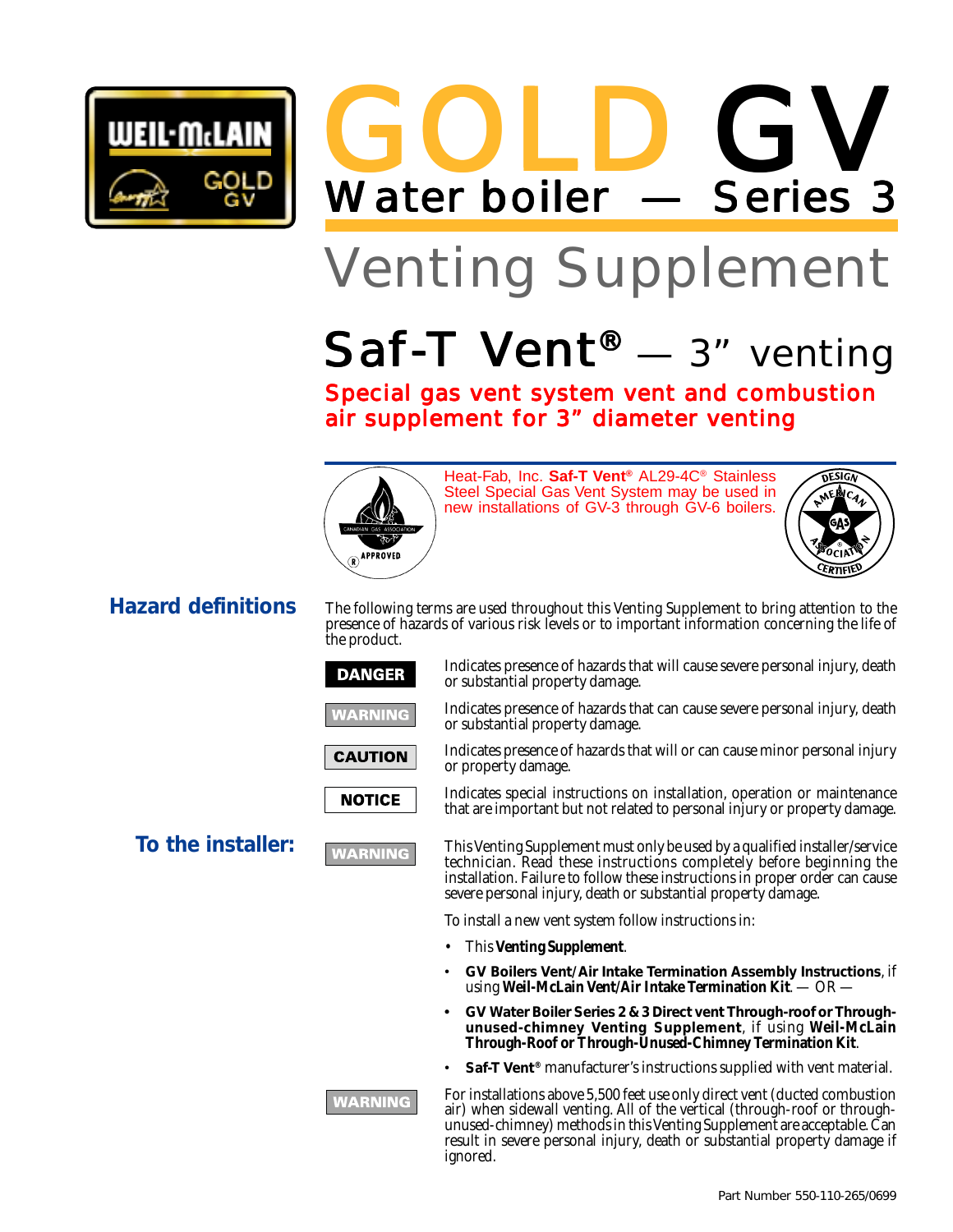# GOLD GV

## Water boiler — Series 3

# Venting Supplement

## Saf-T Vent® — 3" venting

**Special gas vent system vent and combustion air supplement for 3" diameter venting**

Heat-Fab, Inc. **Saf-T Vent®** AL29-4C® Stainless Steel Special Gas Vent System may be used in new installations of GV-3 through GV-6 boilers.

## Hazard definitions

The following terms are used throughout this Venting Supplement to bring attention to the presence of hazards of various risk levels or to important information concerning the life of the product.

**DANGER** Indicates presence of hazards that will cause severe personal injury, death or substantial property damage.

**WARNING** Indicates presence of hazards that can cause severe personal injury, death or substantial property damage.

**CAUTION** Indicates presence of hazards that will or can cause minor personal injury or property damage.

**NOTICE** Indicates special instructions on installation, operation or maintenance that are important but not related to personal injury or property damage.

## To the installer:

**WARNING** This Venting Supplement must only be used by a qualified installer/service technician. Read these instructions completely before beginning the installation. Failure to follow these instructions in proper order can cause severe personal injury, death or substantial property damage.

To install a new vent system follow instructions in:

- This **Venting Supplement**.
- **GV Boilers Vent/Air Intake Termination Assembly Instructions**, if using **Weil-McLain Vent/Air Intake Termination Kit**. — OR —
- **GV Water Boiler Series 2 & 3 Direct vent Through-roof or Through-unused-chimney Venting Supplement**, if using **Weil-McLain Through-Roof or Through-Unused-Chimney Termination Kit**.
- **Saf-T Vent®** manufacturer's instructions supplied with vent material.

**WARNING** For installations above 5,500 feet use only direct vent (ducted combustion air) when sidewall venting. All of the vertical (through-roof or through-unused-chimney) methods in this Venting Supplement are acceptable. Can result in severe personal injury, death or substantial property damage if ignored.

Part Number 550-110-265/0699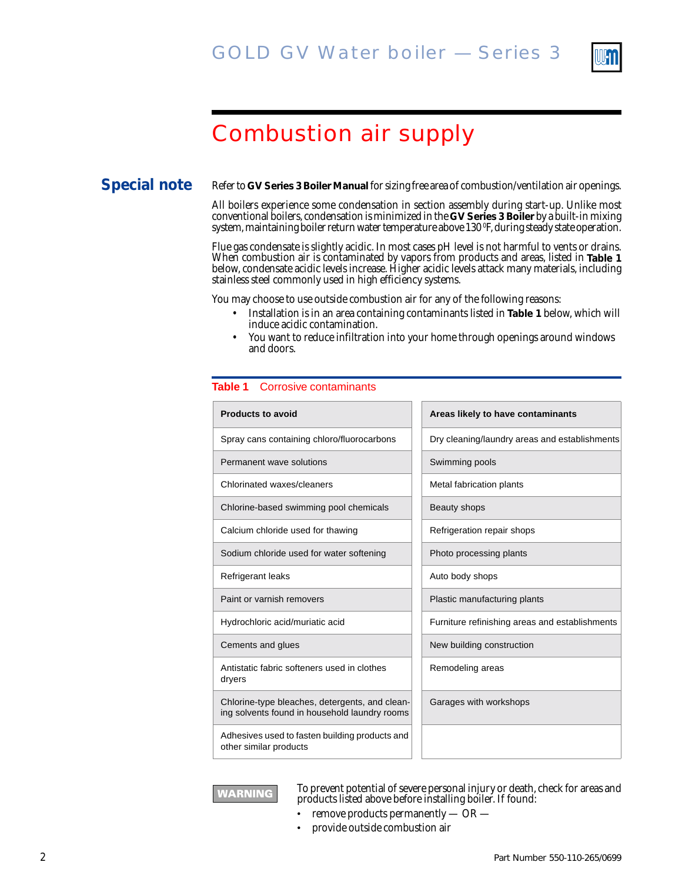# Combustion air supply

## Special note

Refer to **GV Series 3 Boiler Manual** for sizing free area of combustion/ventilation air openings.

All boilers experience some condensation in section assembly during start-up. Unlike most conventional boilers, condensation is minimized in the **GV Series 3 Boiler** by a built-in mixing system, maintaining boiler return water temperature above 130 °F, during steady state operation.

Flue gas condensate is slightly acidic. In most cases pH level is not harmful to vents or drains. When combustion air is contaminated by vapors from products and areas, listed in **Table 1** below, condensate acidic levels increase. Higher acidic levels attack many materials, including stainless steel commonly used in high efficiency systems.

You may choose to use outside combustion air for any of the following reasons:

- Installation is in an area containing contaminants listed in **Table 1** below, which will induce acidic contamination.
- You want to reduce infiltration into your home through openings around windows and doors.

**Table 1** Corrosive contaminants

| Products to avoid | Areas likely to have contaminants |
|---|---|
| Spray cans containing chloro/fluorocarbons | Dry cleaning/laundry areas and establishments |
| Permanent wave solutions | Swimming pools |
| Chlorinated waxes/cleaners | Metal fabrication plants |
| Chlorine-based swimming pool chemicals | Beauty shops |
| Calcium chloride used for thawing | Refrigeration repair shops |
| Sodium chloride used for water softening | Photo processing plants |
| Refrigerant leaks | Auto body shops |
| Paint or varnish removers | Plastic manufacturing plants |
| Hydrochloric acid/muriatic acid | Furniture refinishing areas and establishments |
| Cements and glues | New building construction |
| Antistatic fabric softeners used in clothes dryers | Remodeling areas |
| Chlorine-type bleaches, detergents, and cleaning solvents found in household laundry rooms | Garages with workshops |
| Adhesives used to fasten building products and other similar products | |

**WARNING** To prevent potential of severe personal injury or death, check for areas and products listed above before installing boiler. If found:

- remove products permanently — OR —
- provide outside combustion air

Part Number 550-110-265/0699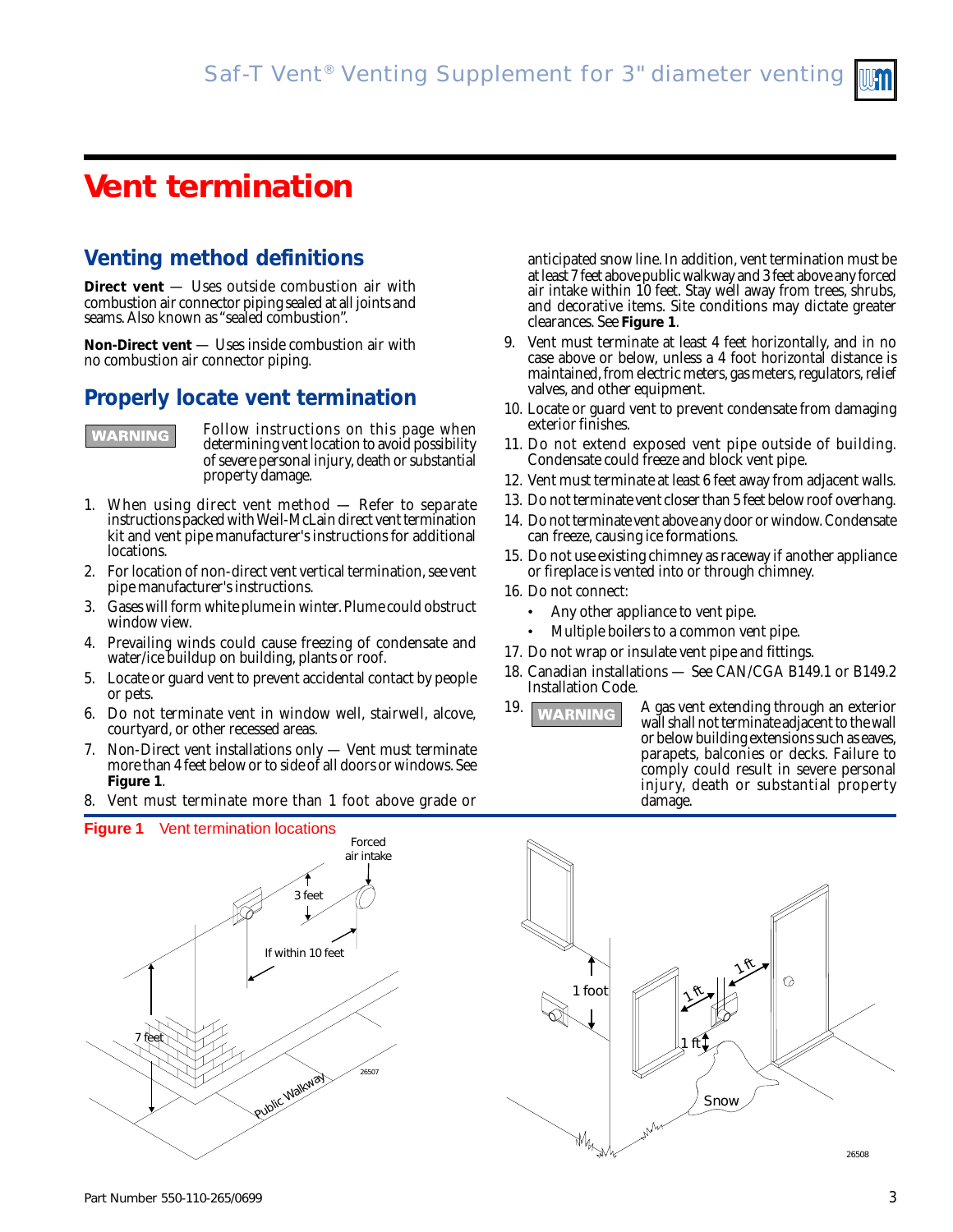# Vent termination

## Venting method definitions

**Direct vent** — Uses outside combustion air with combustion air connector piping sealed at all joints and seams. Also known as "sealed combustion".

**Non-Direct vent** — Uses inside combustion air with no combustion air connector piping.

## Properly locate vent termination

**WARNING** Follow instructions on this page when determining vent location to avoid possibility of severe personal injury, death or substantial property damage.

1. When using direct vent method — Refer to separate instructions packed with Weil-McLain direct vent termination kit and vent pipe manufacturer's instructions for additional locations.
2. For location of non-direct vent vertical termination, see vent pipe manufacturer's instructions.
3. Gases will form white plume in winter. Plume could obstruct window view.
4. Prevailing winds could cause freezing of condensate and water/ice buildup on building, plants or roof.
5. Locate or guard vent to prevent accidental contact by people or pets.
6. Do not terminate vent in window well, stairwell, alcove, courtyard, or other recessed areas.
7. Non-Direct vent installations only — Vent must terminate more than 4 feet below or to side of all doors or windows. See **Figure 1**.
8. Vent must terminate more than 1 foot above grade or anticipated snow line. In addition, vent termination must be at least 7 feet above public walkway and 3 feet above any forced air intake within 10 feet. Stay well away from trees, shrubs, and decorative items. Site conditions may dictate greater clearances. See **Figure 1**.
9. Vent must terminate at least 4 feet horizontally, and in no case above or below, unless a 4 foot horizontal distance is maintained, from electric meters, gas meters, regulators, relief valves, and other equipment.
10. Locate or guard vent to prevent condensate from damaging exterior finishes.
11. Do not extend exposed vent pipe outside of building. Condensate could freeze and block vent pipe.
12. Vent must terminate at least 6 feet away from adjacent walls.
13. Do not terminate vent closer than 5 feet below roof overhang.
14. Do not terminate vent above any door or window. Condensate can freeze, causing ice formations.
15. Do not use existing chimney as raceway if another appliance or fireplace is vented into or through chimney.
16. Do not connect:
    - Any other appliance to vent pipe.
    - Multiple boilers to a common vent pipe.
17. Do not wrap or insulate vent pipe and fittings.
18. Canadian installations — See CAN/CGA B149.1 or B149.2 Installation Code.
19. **WARNING** A gas vent extending through an exterior wall shall not terminate adjacent to the wall or below building extensions such as eaves, parapets, balconies or decks. Failure to comply could result in severe personal injury, death or substantial property damage.

**Figure 1** Vent termination locations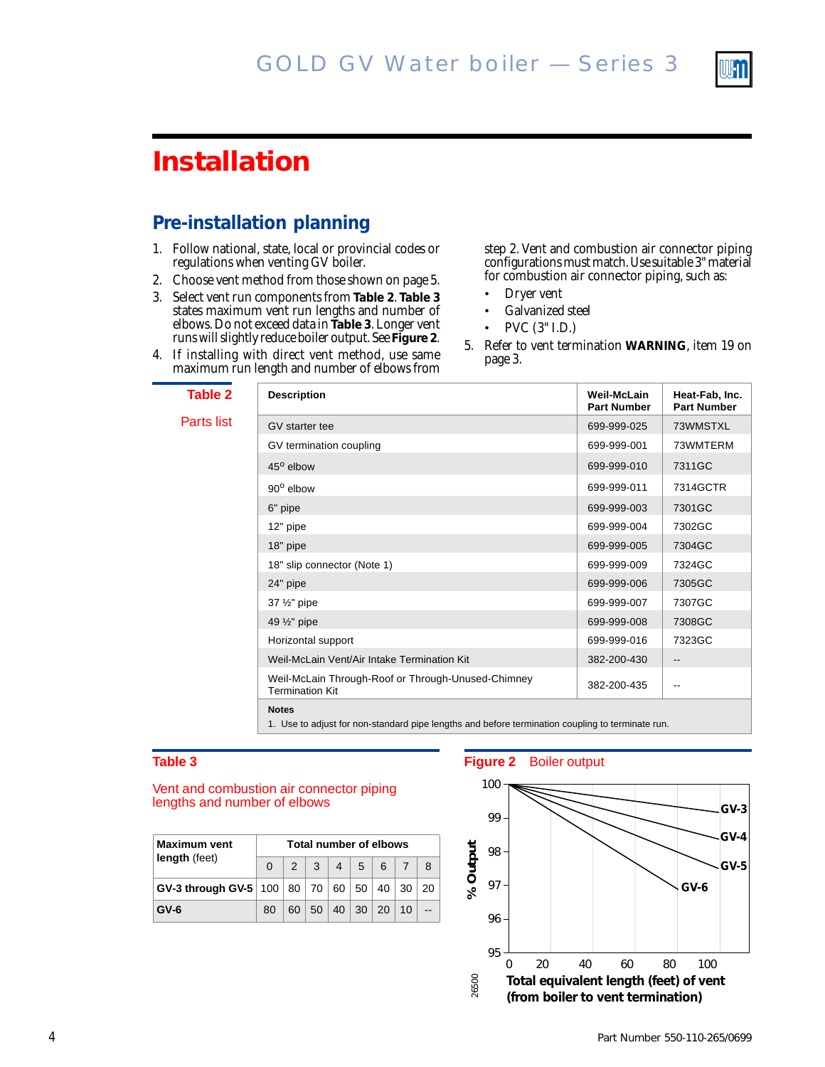# Installation

## Pre-installation planning

1. Follow national, state, local or provincial codes or regulations when venting GV boiler.
2. Choose vent method from those shown on page 5.
3. Select vent run components from **Table 2**. **Table 3** states maximum vent run lengths and number of elbows. Do not exceed data in **Table 3**. Longer vent runs will slightly reduce boiler output. See **Figure 2**.
4. If installing with direct vent method, use same maximum run length and number of elbows from step 2. Vent and combustion air connector piping configurations must match. Use suitable 3" material for combustion air connector piping, such as:
   - Dryer vent
   - Galvanized steel
   - PVC (3" I.D.)
5. Refer to vent termination **WARNING**, item 19 on page 3.

**Table 2** Parts list

| Description | Weil-McLain Part Number | Heat-Fab, Inc. Part Number |
|---|---|---|
| GV starter tee | 699-999-025 | 73WMSTXL |
| GV termination coupling | 699-999-001 | 73WMTERM |
| 45° elbow | 699-999-010 | 7311GC |
| 90° elbow | 699-999-011 | 7314GCTR |
| 6" pipe | 699-999-003 | 7301GC |
| 12" pipe | 699-999-004 | 7302GC |
| 18" pipe | 699-999-005 | 7304GC |
| 18" slip connector (Note 1) | 699-999-009 | 7324GC |
| 24" pipe | 699-999-006 | 7305GC |
| 37 ½" pipe | 699-999-007 | 7307GC |
| 49 ½" pipe | 699-999-008 | 7308GC |
| Horizontal support | 699-999-016 | 7323GC |
| Weil-McLain Vent/Air Intake Termination Kit | 382-200-430 | -- |
| Weil-McLain Through-Roof or Through-Unused-Chimney Termination Kit | 382-200-435 | -- |

**Notes**
1. Use to adjust for non-standard pipe lengths and before termination coupling to terminate run.

**Table 3** Vent and combustion air connector piping lengths and number of elbows

| Maximum vent length (feet) | Total number of elbows | | | | | | | |
|---|---|---|---|---|---|---|---|---|
| | 0 | 2 | 3 | 4 | 5 | 6 | 7 | 8 |
| **GV-3 through GV-5** | 100 | 80 | 70 | 60 | 50 | 40 | 30 | 20 |
| **GV-6** | 80 | 60 | 50 | 40 | 30 | 20 | 10 | -- |

**Figure 2** Boiler output

% Output (95 to 100) vs. Total equivalent length (feet) of vent (from boiler to vent termination) (0 to 100). Curves: GV-3, GV-4, GV-5, GV-6.

26500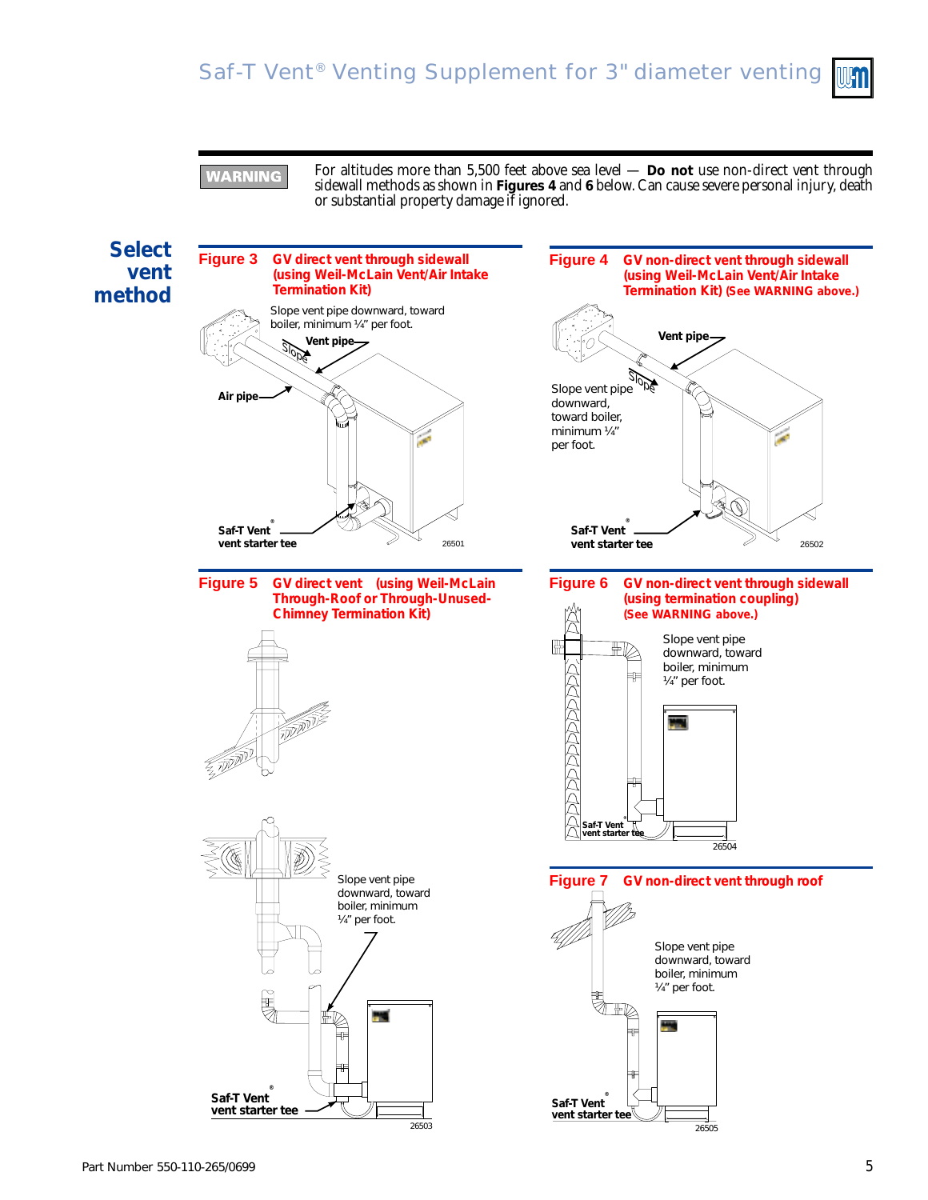**WARNING** For altitudes more than 5,500 feet above sea level — **Do not** use non-direct vent through sidewall methods as shown in **Figures 4** and **6** below. Can cause severe personal injury, death or substantial property damage if ignored.

## Select vent method

**Figure 3 GV direct vent through sidewall (using Weil-McLain Vent/Air Intake Termination Kit)**

Slope vent pipe downward, toward boiler, minimum ¼" per foot.

Vent pipe

Slope

Air pipe

Saf-T Vent® vent starter tee

26501

**Figure 4 GV non-direct vent through sidewall (using Weil-McLain Vent/Air Intake Termination Kit) (See WARNING above.)**

Vent pipe

Slope

Slope vent pipe downward, toward boiler, minimum ¼" per foot.

Saf-T Vent® vent starter tee

26502

**Figure 5 GV direct vent (using Weil-McLain Through-Roof or Through-Unused-Chimney Termination Kit)**

Slope vent pipe downward, toward boiler, minimum ¼" per foot.

Saf-T Vent® vent starter tee

26503

**Figure 6 GV non-direct vent through sidewall (using termination coupling) (See WARNING above.)**

Slope vent pipe downward, toward boiler, minimum ¼" per foot.

Saf-T Vent® vent starter tee

26504

**Figure 7 GV non-direct vent through roof**

Slope vent pipe downward, toward boiler, minimum ¼" per foot.

Saf-T Vent® vent starter tee

26505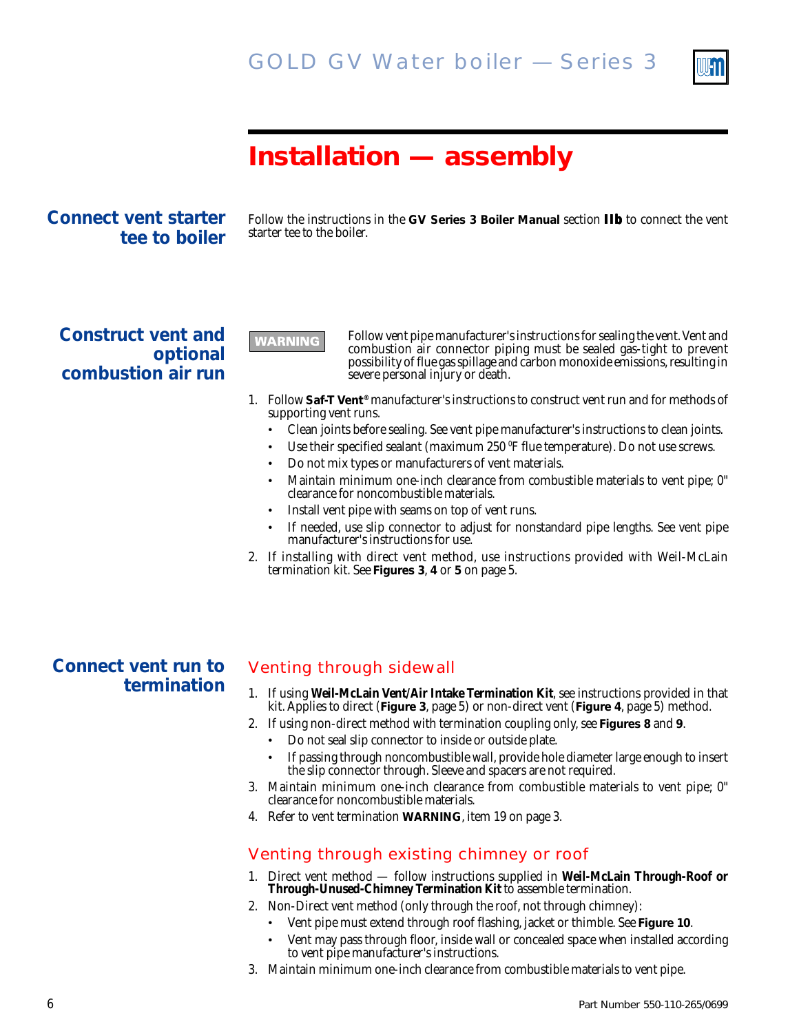# Installation — assembly

## Connect vent starter tee to boiler

Follow the instructions in the **GV Series 3 Boiler Manual** section **IIb** to connect the vent starter tee to the boiler.

## Construct vent and optional combustion air run

**WARNING** Follow vent pipe manufacturer's instructions for sealing the vent. Vent and combustion air connector piping must be sealed gas-tight to prevent possibility of flue gas spillage and carbon monoxide emissions, resulting in severe personal injury or death.

1. Follow **Saf-T Vent®** manufacturer's instructions to construct vent run and for methods of supporting vent runs.
   - Clean joints before sealing. See vent pipe manufacturer's instructions to clean joints.
   - Use their specified sealant (maximum 250 °F flue temperature). Do not use screws.
   - Do not mix types or manufacturers of vent materials.
   - Maintain minimum one-inch clearance from combustible materials to vent pipe; 0" clearance for noncombustible materials.
   - Install vent pipe with seams on top of vent runs.
   - If needed, use slip connector to adjust for nonstandard pipe lengths. See vent pipe manufacturer's instructions for use.
2. If installing with direct vent method, use instructions provided with Weil-McLain termination kit. See **Figures 3**, **4** or **5** on page 5.

## Connect vent run to termination

### Venting through sidewall

1. If using **Weil-McLain Vent/Air Intake Termination Kit**, see instructions provided in that kit. Applies to direct (**Figure 3**, page 5) or non-direct vent (**Figure 4**, page 5) method.
2. If using non-direct method with termination coupling only, see **Figures 8** and **9**.
   - Do not seal slip connector to inside or outside plate.
   - If passing through noncombustible wall, provide hole diameter large enough to insert the slip connector through. Sleeve and spacers are not required.
3. Maintain minimum one-inch clearance from combustible materials to vent pipe; 0" clearance for noncombustible materials.
4. Refer to vent termination **WARNING**, item 19 on page 3.

### Venting through existing chimney or roof

1. Direct vent method — follow instructions supplied in **Weil-McLain Through-Roof or Through-Unused-Chimney Termination Kit** to assemble termination.
2. Non-Direct vent method (only through the roof, not through chimney):
   - Vent pipe must extend through roof flashing, jacket or thimble. See **Figure 10**.
   - Vent may pass through floor, inside wall or concealed space when installed according to vent pipe manufacturer's instructions.
3. Maintain minimum one-inch clearance from combustible materials to vent pipe.

Part Number 550-110-265/0699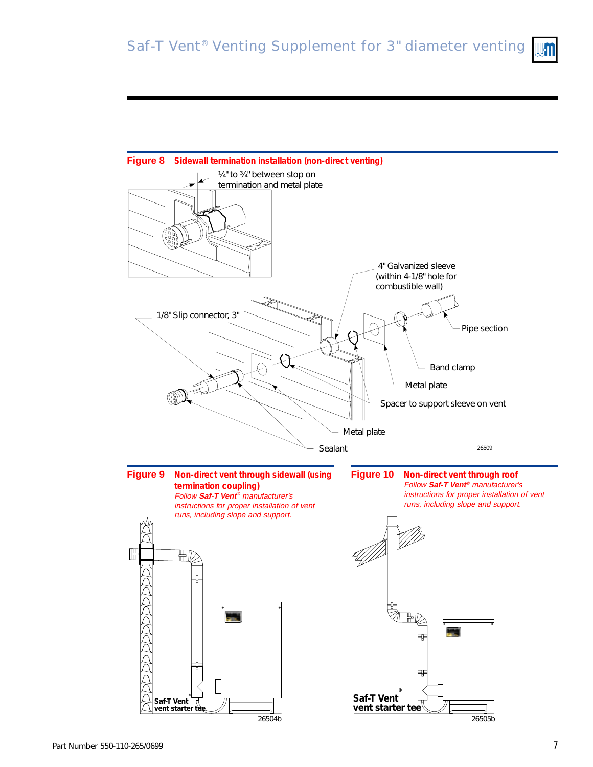**Figure 8 Sidewall termination installation (non-direct venting)**

¼" to ¾" between stop on termination and metal plate

4" Galvanized sleeve (within 4-1/8" hole for combustible wall)

1/8" Slip connector, 3"

Pipe section

Band clamp

Metal plate

Spacer to support sleeve on vent

Metal plate

Sealant

26509

**Figure 9 Non-direct vent through sidewall (using termination coupling)**

*Follow **Saf-T Vent®** manufacturer's instructions for proper installation of vent runs, including slope and support.*

Saf-T Vent® vent starter tee

26504b

**Figure 10 Non-direct vent through roof**

*Follow **Saf-T Vent®** manufacturer's instructions for proper installation of vent runs, including slope and support.*

Saf-T Vent® vent starter tee

26505b

Part Number 550-110-265/0699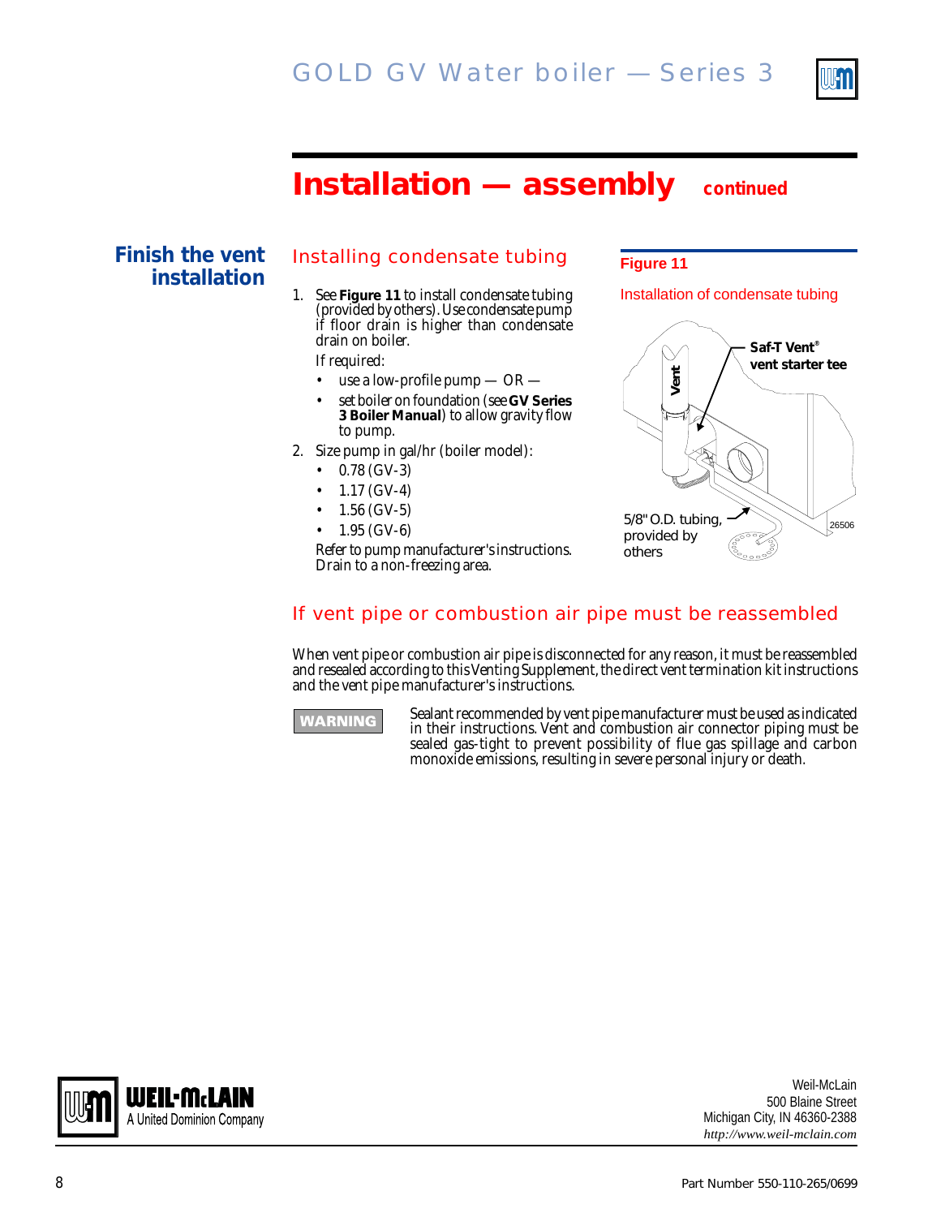# Installation — assembly continued

## Finish the vent installation

### Installing condensate tubing

1. See **Figure 11** to install condensate tubing (provided by others). Use condensate pump if floor drain is higher than condensate drain on boiler.

   If required:

   - use a low-profile pump — OR —
   - set boiler on foundation (see **GV Series 3 Boiler Manual**) to allow gravity flow to pump.

2. Size pump in gal/hr (boiler model):

   - 0.78 (GV-3)
   - 1.17 (GV-4)
   - 1.56 (GV-5)
   - 1.95 (GV-6)

   Refer to pump manufacturer's instructions. Drain to a non-freezing area.

**Figure 11**

Installation of condensate tubing

Vent

Saf-T Vent® vent starter tee

5/8" O.D. tubing, provided by others

26506

### If vent pipe or combustion air pipe must be reassembled

When vent pipe or combustion air pipe is disconnected for any reason, it must be reassembled and resealed according to this Venting Supplement, the direct vent termination kit instructions and the vent pipe manufacturer's instructions.

**WARNING** Sealant recommended by vent pipe manufacturer must be used as indicated in their instructions. Vent and combustion air connector piping must be sealed gas-tight to prevent possibility of flue gas spillage and carbon monoxide emissions, resulting in severe personal injury or death.

WEIL-McLAIN
A United Dominion Company

Weil-McLain
500 Blaine Street
Michigan City, IN 46360-2388
*http://www.weil-mclain.com*

Part Number 550-110-265/0699